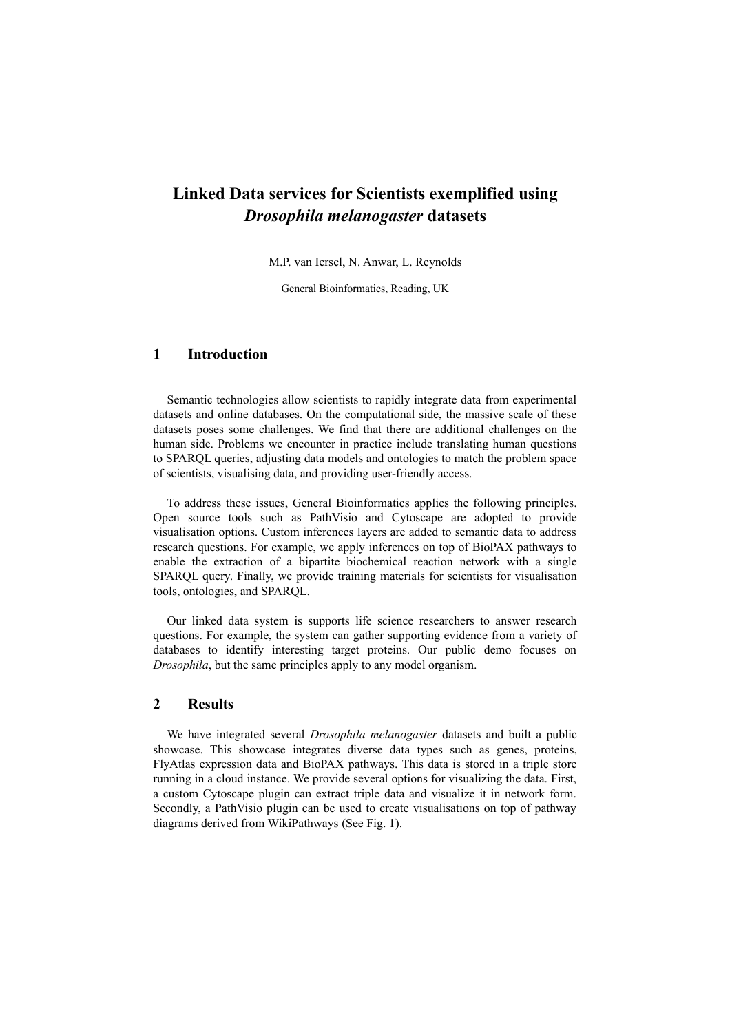# Linked Data services for Scientists exemplified using *Drosophila melanogaster* datasets

M.P. van Iersel, N. Anwar, L. Reynolds

General Bioinformatics, Reading, UK

## 1 Introduction

Semantic technologies allow scientists to rapidly integrate data from experimental datasets and online databases. On the computational side, the massive scale of these datasets poses some challenges. We find that there are additional challenges on the human side. Problems we encounter in practice include translating human questions to SPARQL queries, adjusting data models and ontologies to match the problem space of scientists, visualising data, and providing user-friendly access.

To address these issues, General Bioinformatics applies the following principles. Open source tools such as PathVisio and Cytoscape are adopted to provide visualisation options. Custom inferences layers are added to semantic data to address research questions. For example, we apply inferences on top of BioPAX pathways to enable the extraction of a bipartite biochemical reaction network with a single SPARQL query. Finally, we provide training materials for scientists for visualisation tools, ontologies, and SPARQL.

Our linked data system is supports life science researchers to answer research questions. For example, the system can gather supporting evidence from a variety of databases to identify interesting target proteins. Our public demo focuses on *Drosophila*, but the same principles apply to any model organism.

## 2 Results

We have integrated several *Drosophila melanogaster* datasets and built a public showcase. This showcase integrates diverse data types such as genes, proteins, FlyAtlas expression data and BioPAX pathways. This data is stored in a triple store running in a cloud instance. We provide several options for visualizing the data. First, a custom Cytoscape plugin can extract triple data and visualize it in network form. Secondly, a PathVisio plugin can be used to create visualisations on top of pathway diagrams derived from WikiPathways (See Fig. 1).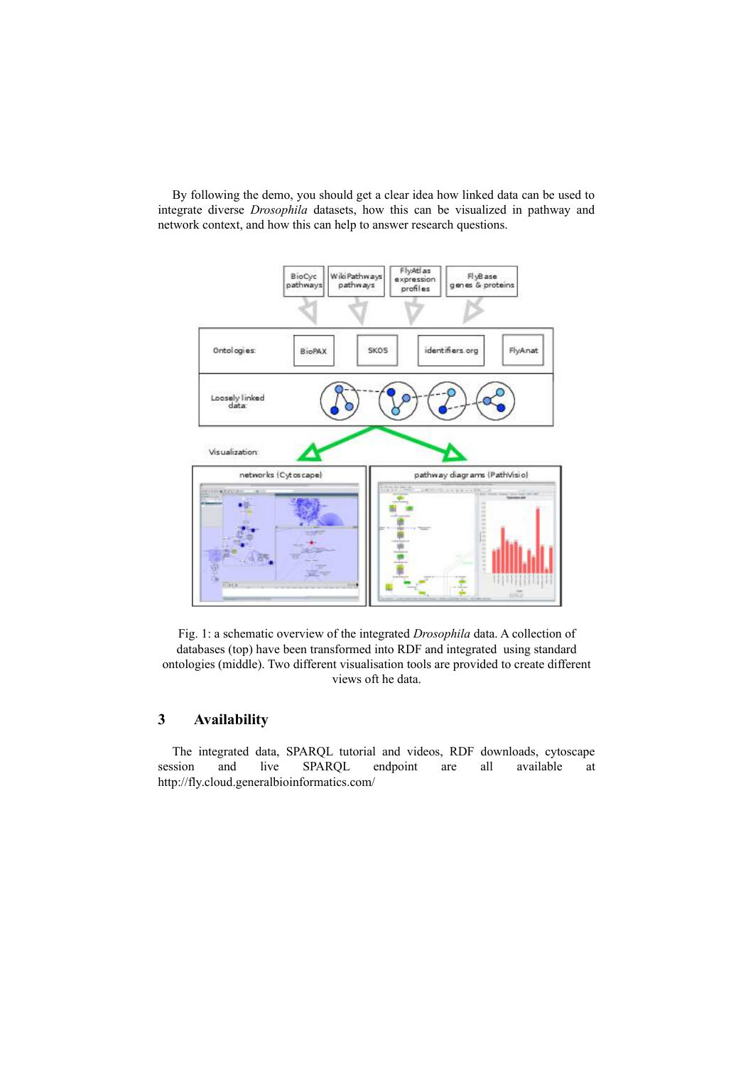By following the demo, you should get a clear idea how linked data can be used to integrate diverse *Drosophila* datasets, how this can be visualized in pathway and network context, and how this can help to answer research questions.

BioCyc pathways
WikiPathways pathways
FlyAtlas expression profiles
FlyBase genes & proteins
Ontologies:
BioPAX
SKOS
identifiers.org
FlyAnat
Loosely linked data:
Visualization:
networks (Cytoscape)
pathway diagrams (PathVisio)

Fig. 1: a schematic overview of the integrated *Drosophila* data. A collection of databases (top) have been transformed into RDF and integrated using standard ontologies (middle). Two different visualisation tools are provided to create different views oft he data.

## 3 Availability

The integrated data, SPARQL tutorial and videos, RDF downloads, cytoscape session and live SPARQL endpoint are all available at http://fly.cloud.generalbioinformatics.com/